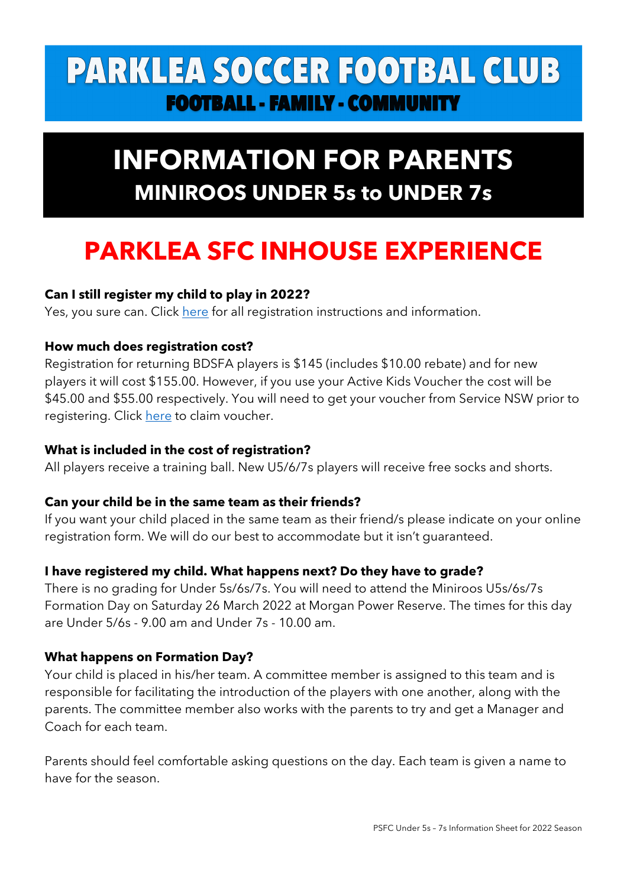# PARKLEA SOCCER FOOTBAL CLUB

**FOOTBALL - FAMILY - COMMUNITY**

## INFORMATION FOR PARENTS

### MINIROOS UNDER 5s to UNDER 7s

## PARKLEA SFC INHOUSE EXPERIENCE

**Can I still register my child to play in 2022?**

Yes, you sure can. Click here for all registration instructions and information.

**How much does registration cost?**

Registration for returning BDSFA players is $145 (includes $10.00 rebate) and for new players it will cost $155.00. However, if you use your Active Kids Voucher the cost will be $45.00 and $55.00 respectively. You will need to get your voucher from Service NSW prior to registering. Click here to claim voucher.

**What is included in the cost of registration?**

All players receive a training ball. New U5/6/7s players will receive free socks and shorts.

**Can your child be in the same team as their friends?**

If you want your child placed in the same team as their friend/s please indicate on your online registration form. We will do our best to accommodate but it isn't guaranteed.

**I have registered my child. What happens next? Do they have to grade?**

There is no grading for Under 5s/6s/7s. You will need to attend the Miniroos U5s/6s/7s Formation Day on Saturday 26 March 2022 at Morgan Power Reserve. The times for this day are Under 5/6s - 9.00 am and Under 7s - 10.00 am.

**What happens on Formation Day?**

Your child is placed in his/her team. A committee member is assigned to this team and is responsible for facilitating the introduction of the players with one another, along with the parents. The committee member also works with the parents to try and get a Manager and Coach for each team.

Parents should feel comfortable asking questions on the day. Each team is given a name to have for the season.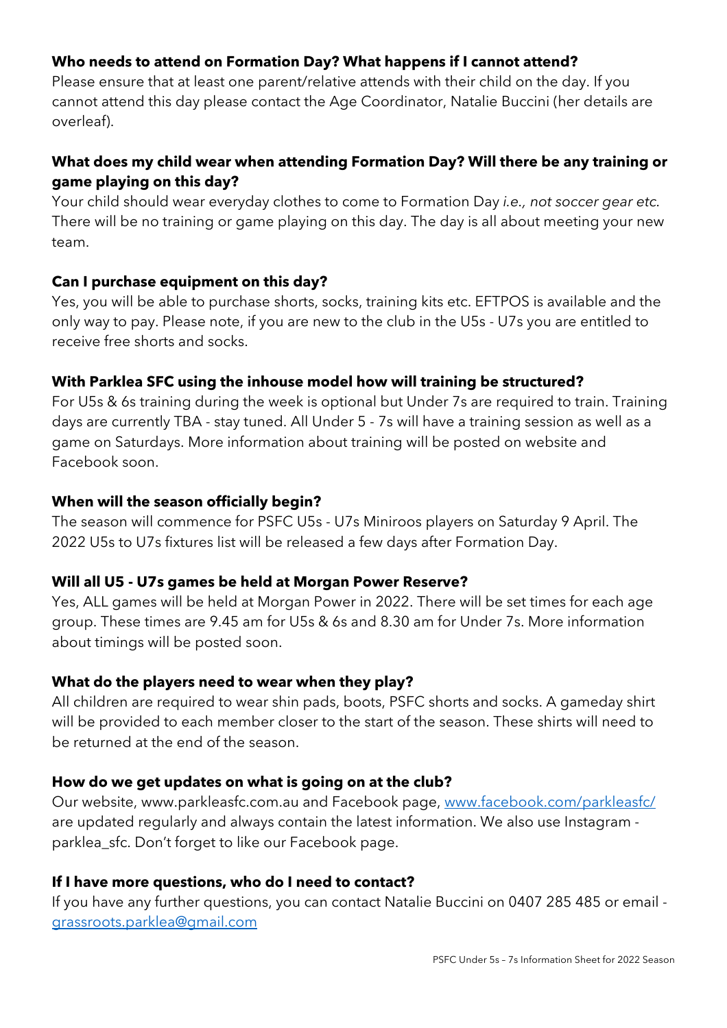**Who needs to attend on Formation Day? What happens if I cannot attend?**

Please ensure that at least one parent/relative attends with their child on the day. If you cannot attend this day please contact the Age Coordinator, Natalie Buccini (her details are overleaf).

**What does my child wear when attending Formation Day? Will there be any training or game playing on this day?**

Your child should wear everyday clothes to come to Formation Day *i.e., not soccer gear etc.* There will be no training or game playing on this day. The day is all about meeting your new team.

**Can I purchase equipment on this day?**

Yes, you will be able to purchase shorts, socks, training kits etc. EFTPOS is available and the only way to pay. Please note, if you are new to the club in the U5s - U7s you are entitled to receive free shorts and socks.

**With Parklea SFC using the inhouse model how will training be structured?**

For U5s & 6s training during the week is optional but Under 7s are required to train. Training days are currently TBA - stay tuned. All Under 5 - 7s will have a training session as well as a game on Saturdays. More information about training will be posted on website and Facebook soon.

**When will the season officially begin?**

The season will commence for PSFC U5s - U7s Miniroos players on Saturday 9 April. The 2022 U5s to U7s fixtures list will be released a few days after Formation Day.

**Will all U5 - U7s games be held at Morgan Power Reserve?**

Yes, ALL games will be held at Morgan Power in 2022. There will be set times for each age group. These times are 9.45 am for U5s & 6s and 8.30 am for Under 7s. More information about timings will be posted soon.

**What do the players need to wear when they play?**

All children are required to wear shin pads, boots, PSFC shorts and socks. A gameday shirt will be provided to each member closer to the start of the season. These shirts will need to be returned at the end of the season.

**How do we get updates on what is going on at the club?**

Our website, www.parkleasfc.com.au and Facebook page, [www.facebook.com/parkleasfc/](www.facebook.com/parkleasfc/) are updated regularly and always contain the latest information. We also use Instagram - parklea_sfc. Don't forget to like our Facebook page.

**If I have more questions, who do I need to contact?**

If you have any further questions, you can contact Natalie Buccini on 0407 285 485 or email - [grassroots.parklea@gmail.com](mailto:grassroots.parklea@gmail.com)